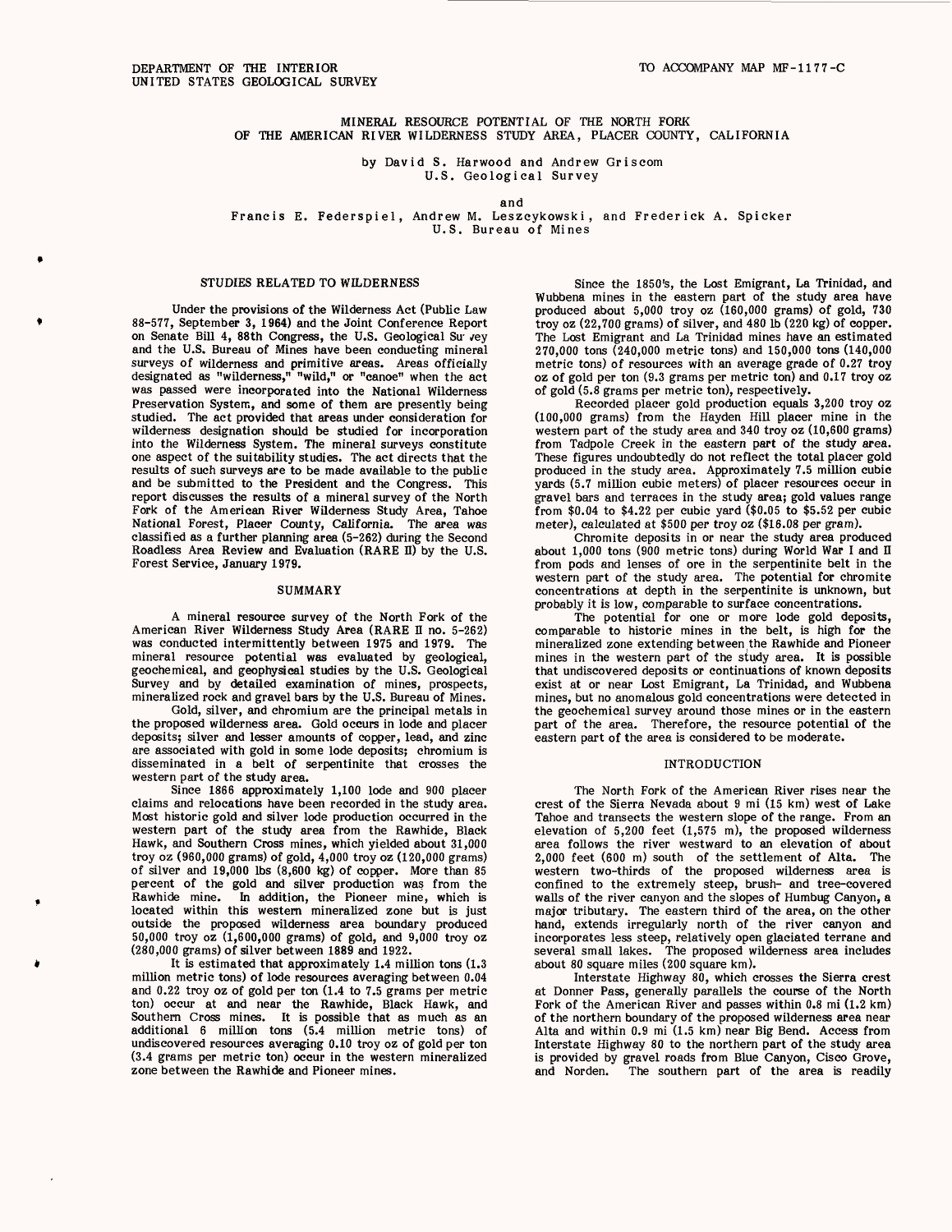DEPARTMENT OF THE INTERIOR
UNITED STATES GEOLOGICAL SURVEY

TO ACCOMPANY MAP MF-1177-C

# MINERAL RESOURCE POTENTIAL OF THE NORTH FORK OF THE AMERICAN RIVER WILDERNESS STUDY AREA, PLACER COUNTY, CALIFORNIA

by David S. Harwood and Andrew Griscom
U.S. Geological Survey

and

Francis E. Federspiel, Andrew M. Leszcykowski, and Frederick A. Spicker
U.S. Bureau of Mines

## STUDIES RELATED TO WILDERNESS

Under the provisions of the Wilderness Act (Public Law 88-577, September 3, 1964) and the Joint Conference Report on Senate Bill 4, 88th Congress, the U.S. Geological Survey and the U.S. Bureau of Mines have been conducting mineral surveys of wilderness and primitive areas. Areas officially designated as "wilderness," "wild," or "canoe" when the act was passed were incorporated into the National Wilderness Preservation System, and some of them are presently being studied. The act provided that areas under consideration for wilderness designation should be studied for incorporation into the Wilderness System. The mineral surveys constitute one aspect of the suitability studies. The act directs that the results of such surveys are to be made available to the public and be submitted to the President and the Congress. This report discusses the results of a mineral survey of the North Fork of the American River Wilderness Study Area, Tahoe National Forest, Placer County, California. The area was classified as a further planning area (5-262) during the Second Roadless Area Review and Evaluation (RARE II) by the U.S. Forest Service, January 1979.

## SUMMARY

A mineral resource survey of the North Fork of the American River Wilderness Study Area (RARE II no. 5-262) was conducted intermittently between 1975 and 1979. The mineral resource potential was evaluated by geological, geochemical, and geophysical studies by the U.S. Geological Survey and by detailed examination of mines, prospects, mineralized rock and gravel bars by the U.S. Bureau of Mines.

Gold, silver, and chromium are the principal metals in the proposed wilderness area. Gold occurs in lode and placer deposits; silver and lesser amounts of copper, lead, and zinc are associated with gold in some lode deposits; chromium is disseminated in a belt of serpentinite that crosses the western part of the study area.

Since 1866 approximately 1,100 lode and 900 placer claims and relocations have been recorded in the study area. Most historic gold and silver lode production occurred in the western part of the study area from the Rawhide, Black Hawk, and Southern Cross mines, which yielded about 31,000 troy oz (960,000 grams) of gold, 4,000 troy oz (120,000 grams) of silver and 19,000 lbs (8,600 kg) of copper. More than 85 percent of the gold and silver production was from the Rawhide mine. In addition, the Pioneer mine, which is located within this western mineralized zone but is just outside the proposed wilderness area boundary produced 50,000 troy oz (1,600,000 grams) of gold, and 9,000 troy oz (280,000 grams) of silver between 1889 and 1922.

It is estimated that approximately 1.4 million tons (1.3 million metric tons) of lode resources averaging between 0.04 and 0.22 troy oz of gold per ton (1.4 to 7.5 grams per metric ton) occur at and near the Rawhide, Black Hawk, and Southern Cross mines. It is possible that as much as an additional 6 million tons (5.4 million metric tons) of undiscovered resources averaging 0.10 troy oz of gold per ton (3.4 grams per metric ton) occur in the western mineralized zone between the Rawhide and Pioneer mines.

Since the 1850's, the Lost Emigrant, La Trinidad, and Wubbena mines in the eastern part of the study area have produced about 5,000 troy oz (160,000 grams) of gold, 730 troy oz (22,700 grams) of silver, and 480 lb (220 kg) of copper. The Lost Emigrant and La Trinidad mines have an estimated 270,000 tons (240,000 metric tons) and 150,000 tons (140,000 metric tons) of resources with an average grade of 0.27 troy oz of gold per ton (9.3 grams per metric ton) and 0.17 troy oz of gold (5.8 grams per metric ton), respectively.

Recorded placer gold production equals 3,200 troy oz (100,000 grams) from the Hayden Hill placer mine in the western part of the study area and 340 troy oz (10,600 grams) from Tadpole Creek in the eastern part of the study area. These figures undoubtedly do not reflect the total placer gold produced in the study area. Approximately 7.5 million cubic yards (5.7 million cubic meters) of placer resources occur in gravel bars and terraces in the study area; gold values range from \$0.04 to \$4.22 per cubic yard (\$0.05 to \$5.52 per cubic meter), calculated at \$500 per troy oz (\$16.08 per gram).

Chromite deposits in or near the study area produced about 1,000 tons (900 metric tons) during World War I and II from pods and lenses of ore in the serpentinite belt in the western part of the study area. The potential for chromite concentrations at depth in the serpentinite is unknown, but probably it is low, comparable to surface concentrations.

The potential for one or more lode gold deposits, comparable to historic mines in the belt, is high for the mineralized zone extending between the Rawhide and Pioneer mines in the western part of the study area. It is possible that undiscovered deposits or continuations of known deposits exist at or near Lost Emigrant, La Trinidad, and Wubbena mines, but no anomalous gold concentrations were detected in the geochemical survey around those mines or in the eastern part of the area. Therefore, the resource potential of the eastern part of the area is considered to be moderate.

## INTRODUCTION

The North Fork of the American River rises near the crest of the Sierra Nevada about 9 mi (15 km) west of Lake Tahoe and transects the western slope of the range. From an elevation of 5,200 feet (1,575 m), the proposed wilderness area follows the river westward to an elevation of about 2,000 feet (600 m) south of the settlement of Alta. The western two-thirds of the proposed wilderness area is confined to the extremely steep, brush- and tree-covered walls of the river canyon and the slopes of Humbug Canyon, a major tributary. The eastern third of the area, on the other hand, extends irregularly north of the river canyon and incorporates less steep, relatively open glaciated terrane and several small lakes. The proposed wilderness area includes about 80 square miles (200 square km).

Interstate Highway 80, which crosses the Sierra crest at Donner Pass, generally parallels the course of the North Fork of the American River and passes within 0.8 mi (1.2 km) of the northern boundary of the proposed wilderness area near Alta and within 0.9 mi (1.5 km) near Big Bend. Access from Interstate Highway 80 to the northern part of the study area is provided by gravel roads from Blue Canyon, Cisco Grove, and Norden. The southern part of the area is readily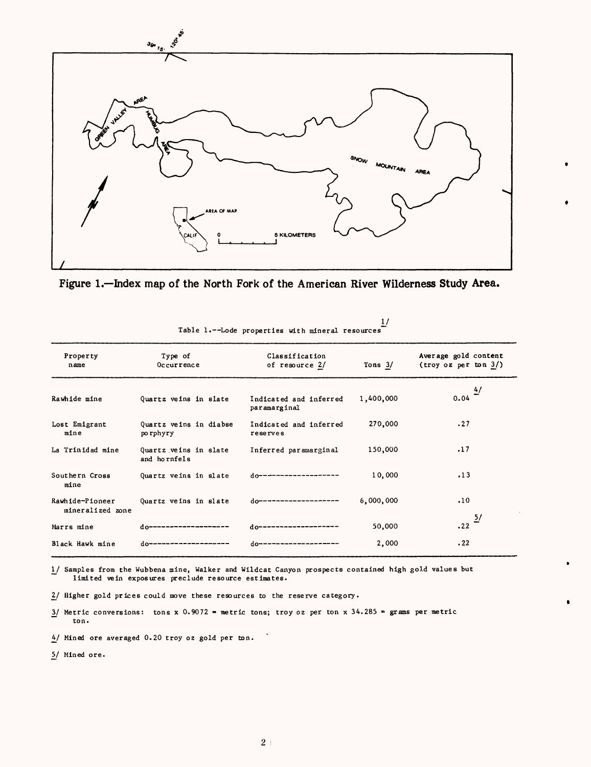Figure 1.—Index map of the North Fork of the American River Wilderness Study Area.

Table 1.--Lode properties with mineral resources [1/]

| Property name | Type of Occurrence | Classification of resource [2/] | Tons [3/] | Average gold content (troy oz per ton [3/]) |
|---|---|---|---|---|
| Rawhide mine | Quartz veins in slate | Indicated and inferred paramarginal | 1,400,000 | 0.04 [4/] |
| Lost Emigrant mine | Quartz veins in diabse porphyry | Indicated and inferred reserves | 270,000 | .27 |
| La Trinidad mine | Quartz veins in slate and hornfels | Inferred paramarginal | 150,000 | .17 |
| Southern Cross mine | Quartz veins in slate | do------------------ | 10,000 | .13 |
| Rawhide-Pioneer mineralized zone | Quartz veins in slate | do------------------ | 6,000,000 | .10 |
| Marrs mine | do------------------ | do------------------ | 50,000 | .22 [5/] |
| Black Hawk mine | do------------------ | do------------------ | 2,000 | .22 |

1/ Samples from the Wubbena mine, Walker and Wildcat Canyon prospects contained high gold values but limited vein exposures preclude resource estimates.

2/ Higher gold prices could move these resources to the reserve category.

3/ Metric conversions: tons x 0.9072 = metric tons; troy oz per ton x 34.285 = grams per metric ton.

4/ Mined ore averaged 0.20 troy oz gold per ton.

5/ Mined ore.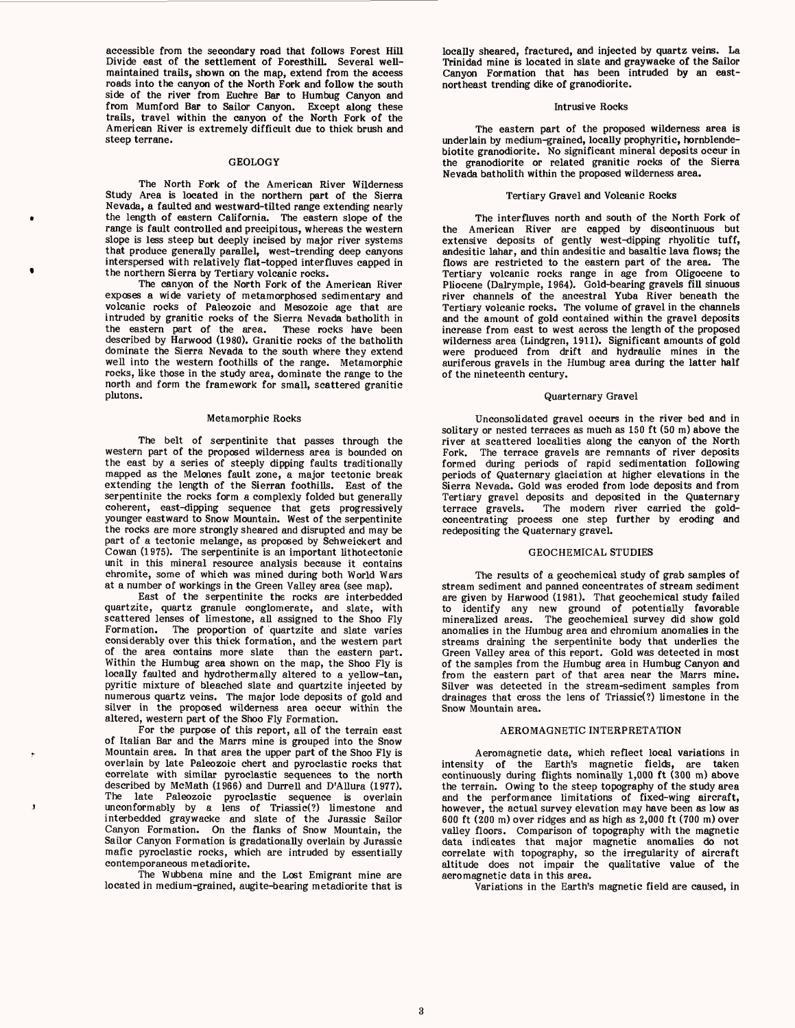accessible from the secondary road that follows Forest Hill Divide east of the settlement of Foresthill. Several well-maintained trails, shown on the map, extend from the access roads into the canyon of the North Fork and follow the south side of the river from Euchre Bar to Humbug Canyon and from Mumford Bar to Sailor Canyon. Except along these trails, travel within the canyon of the North Fork of the American River is extremely difficult due to thick brush and steep terrane.

## GEOLOGY

The North Fork of the American River Wilderness Study Area is located in the northern part of the Sierra Nevada, a faulted and westward-tilted range extending nearly the length of eastern California. The eastern slope of the range is fault controlled and precipitous, whereas the western slope is less steep but deeply incised by major river systems that produce generally parallel, west-trending deep canyons interspersed with relatively flat-topped interfluves capped in the northern Sierra by Tertiary volcanic rocks.

The canyon of the North Fork of the American River exposes a wide variety of metamorphosed sedimentary and volcanic rocks of Paleozoic and Mesozoic age that are intruded by granitic rocks of the Sierra Nevada batholith in the eastern part of the area. These rocks have been described by Harwood (1980). Granitic rocks of the batholith dominate the Sierra Nevada to the south where they extend well into the western foothills of the range. Metamorphic rocks, like those in the study area, dominate the range to the north and form the framework for small, scattered granitic plutons.

### Metamorphic Rocks

The belt of serpentinite that passes through the western part of the proposed wilderness area is bounded on the east by a series of steeply dipping faults traditionally mapped as the Melones fault zone, a major tectonic break extending the length of the Sierran foothills. East of the serpentinite the rocks form a complexly folded but generally coherent, east-dipping sequence that gets progressively younger eastward to Snow Mountain. West of the serpentinite the rocks are more strongly sheared and disrupted and may be part of a tectonic melange, as proposed by Schweickert and Cowan (1975). The serpentinite is an important lithotectonic unit in this mineral resource analysis because it contains chromite, some of which was mined during both World Wars at a number of workings in the Green Valley area (see map).

East of the serpentinite the rocks are interbedded quartzite, quartz granule conglomerate, and slate, with scattered lenses of limestone, all assigned to the Shoo Fly Formation. The proportion of quartzite and slate varies considerably over this thick formation, and the western part of the area contains more slate than the eastern part. Within the Humbug area shown on the map, the Shoo Fly is locally faulted and hydrothermally altered to a yellow-tan, pyritic mixture of bleached slate and quartzite injected by numerous quartz veins. The major lode deposits of gold and silver in the proposed wilderness area occur within the altered, western part of the Shoo Fly Formation.

For the purpose of this report, all of the terrain east of Italian Bar and the Marrs mine is grouped into the Snow Mountain area. In that area the upper part of the Shoo Fly is overlain by late Paleozoic chert and pyroclastic rocks that correlate with similar pyroclastic sequences to the north described by McMath (1966) and Durrell and D'Allura (1977). The late Paleozoic pyroclastic sequence is overlain unconformably by a lens of Triassic(?) limestone and interbedded graywacke and slate of the Jurassic Sailor Canyon Formation. On the flanks of Snow Mountain, the Sailor Canyon Formation is gradationally overlain by Jurassic mafic pyroclastic rocks, which are intruded by essentially contemporaneous metadiorite.

The Wubbena mine and the Lost Emigrant mine are located in medium-grained, augite-bearing metadiorite that is locally sheared, fractured, and injected by quartz veins. La Trinidad mine is located in slate and graywacke of the Sailor Canyon Formation that has been intruded by an east-northeast trending dike of granodiorite.

### Intrusive Rocks

The eastern part of the proposed wilderness area is underlain by medium-grained, locally prophyritic, hornblende-biotite granodiorite. No significant mineral deposits occur in the granodiorite or related granitic rocks of the Sierra Nevada batholith within the proposed wilderness area.

### Tertiary Gravel and Volcanic Rocks

The interfluves north and south of the North Fork of the American River are capped by discontinuous but extensive deposits of gently west-dipping rhyolitic tuff, andesitic lahar, and thin andesitic and basaltic lava flows; the flows are restricted to the eastern part of the area. The Tertiary volcanic rocks range in age from Oligocene to Pliocene (Dalrymple, 1964). Gold-bearing gravels fill sinuous river channels of the ancestral Yuba River beneath the Tertiary volcanic rocks. The volume of gravel in the channels and the amount of gold contained within the gravel deposits increase from east to west across the length of the proposed wilderness area (Lindgren, 1911). Significant amounts of gold were produced from drift and hydraulic mines in the auriferous gravels in the Humbug area during the latter half of the nineteenth century.

### Quarternary Gravel

Unconsolidated gravel occurs in the river bed and in solitary or nested terraces as much as 150 ft (50 m) above the river at scattered localities along the canyon of the North Fork. The terrace gravels are remnants of river deposits formed during periods of rapid sedimentation following periods of Quaternary glaciation at higher elevations in the Sierra Nevada. Gold was eroded from lode deposits and from Tertiary gravel deposits and deposited in the Quaternary terrace gravels. The modern river carried the gold-concentrating process one step further by eroding and redepositing the Quaternary gravel.

## GEOCHEMICAL STUDIES

The results of a geochemical study of grab samples of stream sediment and panned concentrates of stream sediment are given by Harwood (1981). That geochemical study failed to identify any new ground of potentially favorable mineralized areas. The geochemical survey did show gold anomalies in the Humbug area and chromium anomalies in the streams draining the serpentinite body that underlies the Green Valley area of this report. Gold was detected in most of the samples from the Humbug area in Humbug Canyon and from the eastern part of that area near the Marrs mine. Silver was detected in the stream-sediment samples from drainages that cross the lens of Triassic(?) limestone in the Snow Mountain area.

## AEROMAGNETIC INTERPRETATION

Aeromagnetic data, which reflect local variations in intensity of the Earth's magnetic fields, are taken continuously during flights nominally 1,000 ft (300 m) above the terrain. Owing to the steep topography of the study area and the performance limitations of fixed-wing aircraft, however, the actual survey elevation may have been as low as 600 ft (200 m) over ridges and as high as 2,000 ft (700 m) over valley floors. Comparison of topography with the magnetic data indicates that major magnetic anomalies do not correlate with topography, so the irregularity of aircraft altitude does not impair the qualitative value of the aeromagnetic data in this area.

Variations in the Earth's magnetic field are caused, in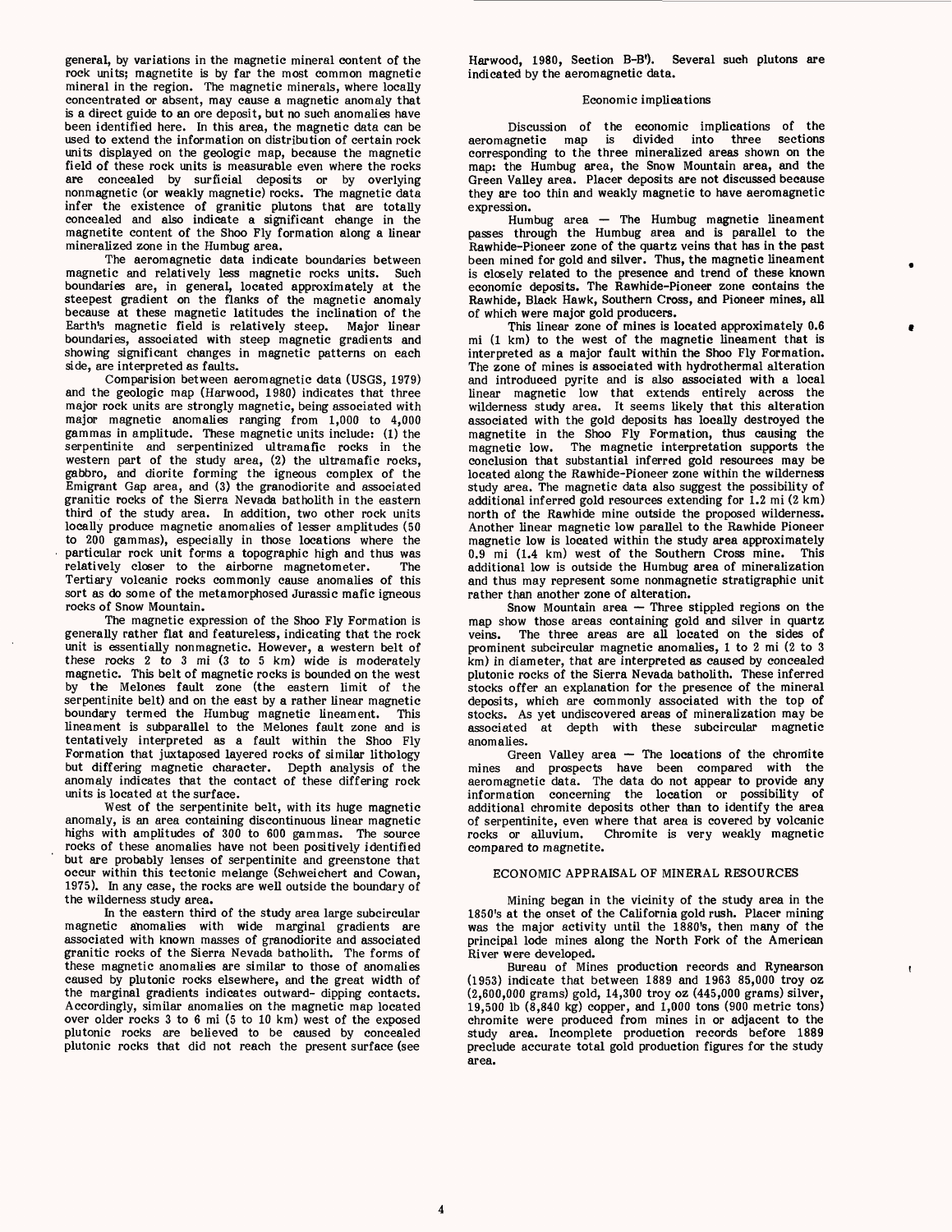general, by variations in the magnetic mineral content of the rock units; magnetite is by far the most common magnetic mineral in the region. The magnetic minerals, where locally concentrated or absent, may cause a magnetic anomaly that is a direct guide to an ore deposit, but no such anomalies have been identified here. In this area, the magnetic data can be used to extend the information on distribution of certain rock units displayed on the geologic map, because the magnetic field of these rock units is measurable even where the rocks are concealed by surficial deposits or by overlying nonmagnetic (or weakly magnetic) rocks. The magnetic data infer the existence of granitic plutons that are totally concealed and also indicate a significant change in the magnetite content of the Shoo Fly formation along a linear mineralized zone in the Humbug area.

The aeromagnetic data indicate boundaries between magnetic and relatively less magnetic rocks units. Such boundaries are, in general, located approximately at the steepest gradient on the flanks of the magnetic anomaly because at these magnetic latitudes the inclination of the Earth's magnetic field is relatively steep. Major linear boundaries, associated with steep magnetic gradients and showing significant changes in magnetic patterns on each side, are interpreted as faults.

Comparision between aeromagnetic data (USGS, 1979) and the geologic map (Harwood, 1980) indicates that three major rock units are strongly magnetic, being associated with major magnetic anomalies ranging from 1,000 to 4,000 gammas in amplitude. These magnetic units include: (1) the serpentinite and serpentinized ultramafic rocks in the western part of the study area, (2) the ultramafic rocks, gabbro, and diorite forming the igneous complex of the Emigrant Gap area, and (3) the granodiorite and associated granitic rocks of the Sierra Nevada batholith in the eastern third of the study area. In addition, two other rock units locally produce magnetic anomalies of lesser amplitudes (50 to 200 gammas), especially in those locations where the particular rock unit forms a topographic high and thus was relatively closer to the airborne magnetometer. The Tertiary volcanic rocks commonly cause anomalies of this sort as do some of the metamorphosed Jurassic mafic igneous rocks of Snow Mountain.

The magnetic expression of the Shoo Fly Formation is generally rather flat and featureless, indicating that the rock unit is essentially nonmagnetic. However, a western belt of these rocks 2 to 3 mi (3 to 5 km) wide is moderately magnetic. This belt of magnetic rocks is bounded on the west by the Melones fault zone (the eastern limit of the serpentinite belt) and on the east by a rather linear magnetic boundary termed the Humbug magnetic lineament. This lineament is subparallel to the Melones fault zone and is tentatively interpreted as a fault within the Shoo Fly Formation that juxtaposed layered rocks of similar lithology but differing magnetic character. Depth analysis of the anomaly indicates that the contact of these differing rock units is located at the surface.

West of the serpentinite belt, with its huge magnetic anomaly, is an area containing discontinuous linear magnetic highs with amplitudes of 300 to 600 gammas. The source rocks of these anomalies have not been positively identified but are probably lenses of serpentinite and greenstone that occur within this tectonic melange (Schweichert and Cowan, 1975). In any case, the rocks are well outside the boundary of the wilderness study area.

In the eastern third of the study area large subcircular magnetic anomalies with wide marginal gradients are associated with known masses of granodiorite and associated granitic rocks of the Sierra Nevada batholith. The forms of these magnetic anomalies are similar to those of anomalies caused by plutonic rocks elsewhere, and the great width of the marginal gradients indicates outward- dipping contacts. Accordingly, similar anomalies on the magnetic map located over older rocks 3 to 6 mi (5 to 10 km) west of the exposed plutonic rocks are believed to be caused by concealed plutonic rocks that did not reach the present surface (see Harwood, 1980, Section B-B'). Several such plutons are indicated by the aeromagnetic data.

### Economic implications

Discussion of the economic implications of the aeromagnetic map is divided into three sections corresponding to the three mineralized areas shown on the map: the Humbug area, the Snow Mountain area, and the Green Valley area. Placer deposits are not discussed because they are too thin and weakly magnetic to have aeromagnetic expression.

Humbug area — The Humbug magnetic lineament passes through the Humbug area and is parallel to the Rawhide-Pioneer zone of the quartz veins that has in the past been mined for gold and silver. Thus, the magnetic lineament is closely related to the presence and trend of these known economic deposits. The Rawhide-Pioneer zone contains the Rawhide, Black Hawk, Southern Cross, and Pioneer mines, all of which were major gold producers.

This linear zone of mines is located approximately 0.6 mi (1 km) to the west of the magnetic lineament that is interpreted as a major fault within the Shoo Fly Formation. The zone of mines is associated with hydrothermal alteration and introduced pyrite and is also associated with a local linear magnetic low that extends entirely across the wilderness study area. It seems likely that this alteration associated with the gold deposits has locally destroyed the magnetite in the Shoo Fly Formation, thus causing the magnetic low. The magnetic interpretation supports the conclusion that substantial inferred gold resources may be located along the Rawhide-Pioneer zone within the wilderness study area. The magnetic data also suggest the possibility of additional inferred gold resources extending for 1.2 mi (2 km) north of the Rawhide mine outside the proposed wilderness. Another linear magnetic low parallel to the Rawhide Pioneer magnetic low is located within the study area approximately 0.9 mi (1.4 km) west of the Southern Cross mine. This additional low is outside the Humbug area of mineralization and thus may represent some nonmagnetic stratigraphic unit rather than another zone of alteration.

Snow Mountain area — Three stippled regions on the map show those areas containing gold and silver in quartz veins. The three areas are all located on the sides of prominent subcircular magnetic anomalies, 1 to 2 mi (2 to 3 km) in diameter, that are interpreted as caused by concealed plutonic rocks of the Sierra Nevada batholith. These inferred stocks offer an explanation for the presence of the mineral deposits, which are commonly associated with the top of stocks. As yet undiscovered areas of mineralization may be associated at depth with these subcircular magnetic anomalies.

Green Valley area — The locations of the chromite mines and prospects have been compared with the aeromagnetic data. The data do not appear to provide any information concerning the location or possibility of additional chromite deposits other than to identify the area of serpentinite, even where that area is covered by volcanic rocks or alluvium. Chromite is very weakly magnetic compared to magnetite.

## ECONOMIC APPRAISAL OF MINERAL RESOURCES

Mining began in the vicinity of the study area in the 1850's at the onset of the California gold rush. Placer mining was the major activity until the 1880's, then many of the principal lode mines along the North Fork of the American River were developed.

Bureau of Mines production records and Rynearson (1953) indicate that between 1889 and 1963 85,000 troy oz (2,600,000 grams) gold, 14,300 troy oz (445,000 grams) silver, 19,500 lb (8,840 kg) copper, and 1,000 tons (900 metric tons) chromite were produced from mines in or adjacent to the study area. Incomplete production records before 1889 preclude accurate total gold production figures for the study area.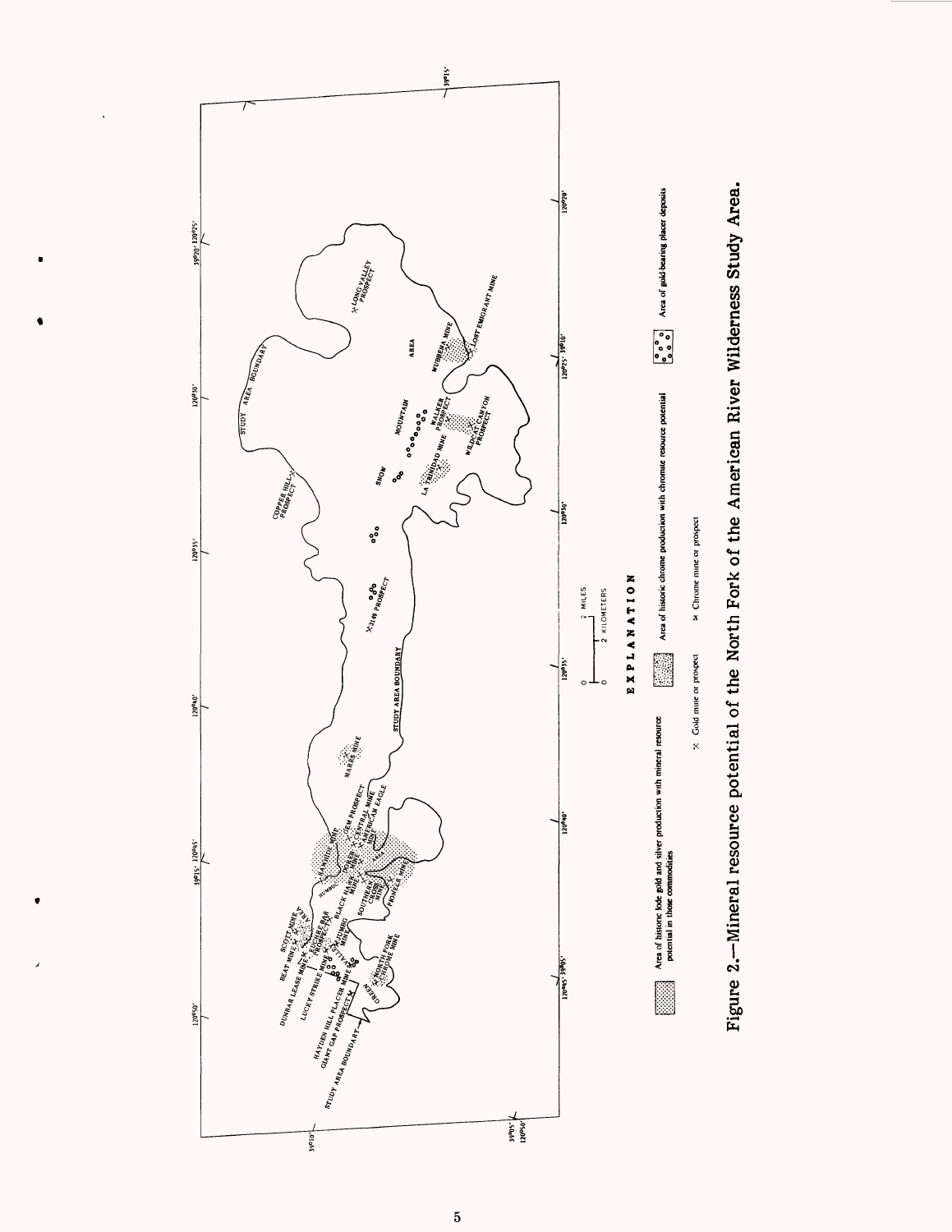Figure 2.—Mineral resource potential of the North Fork of the American River Wilderness Study Area.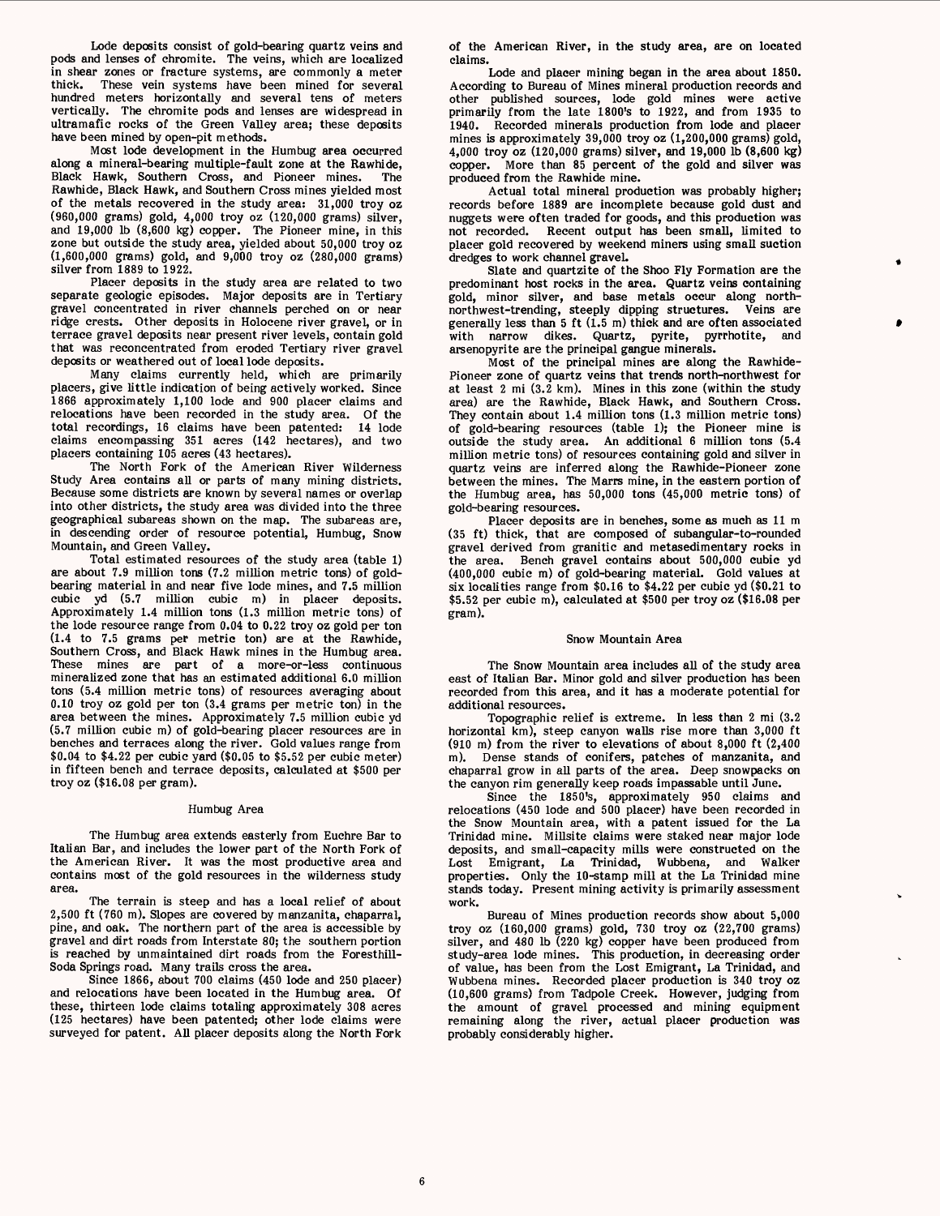Lode deposits consist of gold-bearing quartz veins and pods and lenses of chromite. The veins, which are localized in shear zones or fracture systems, are commonly a meter thick. These vein systems have been mined for several hundred meters horizontally and several tens of meters vertically. The chromite pods and lenses are widespread in ultramafic rocks of the Green Valley area; these deposits have been mined by open-pit methods.

Most lode development in the Humbug area occurred along a mineral-bearing multiple-fault zone at the Rawhide, Black Hawk, Southern Cross, and Pioneer mines. The Rawhide, Black Hawk, and Southern Cross mines yielded most of the metals recovered in the study area: 31,000 troy oz (960,000 grams) gold, 4,000 troy oz (120,000 grams) silver, and 19,000 lb (8,600 kg) copper. The Pioneer mine, in this zone but outside the study area, yielded about 50,000 troy oz (1,600,000 grams) gold, and 9,000 troy oz (280,000 grams) silver from 1889 to 1922.

Placer deposits in the study area are related to two separate geologic episodes. Major deposits are in Tertiary gravel concentrated in river channels perched on or near ridge crests. Other deposits in Holocene river gravel, or in terrace gravel deposits near present river levels, contain gold that was reconcentrated from eroded Tertiary river gravel deposits or weathered out of local lode deposits.

Many claims currently held, which are primarily placers, give little indication of being actively worked. Since 1866 approximately 1,100 lode and 900 placer claims and relocations have been recorded in the study area. Of the total recordings, 16 claims have been patented: 14 lode claims encompassing 351 acres (142 hectares), and two placers containing 105 acres (43 hectares).

The North Fork of the American River Wilderness Study Area contains all or parts of many mining districts. Because some districts are known by several names or overlap into other districts, the study area was divided into the three geographical subareas shown on the map. The subareas are, in descending order of resource potential, Humbug, Snow Mountain, and Green Valley.

Total estimated resources of the study area (table 1) are about 7.9 million tons (7.2 million metric tons) of gold-bearing material in and near five lode mines, and 7.5 million cubic yd (5.7 million cubic m) in placer deposits. Approximately 1.4 million tons (1.3 million metric tons) of the lode resource range from 0.04 to 0.22 troy oz gold per ton (1.4 to 7.5 grams per metric ton) are at the Rawhide, Southern Cross, and Black Hawk mines in the Humbug area. These mines are part of a more-or-less continuous mineralized zone that has an estimated additional 6.0 million tons (5.4 million metric tons) of resources averaging about 0.10 troy oz gold per ton (3.4 grams per metric ton) in the area between the mines. Approximately 7.5 million cubic yd (5.7 million cubic m) of gold-bearing placer resources are in benches and terraces along the river. Gold values range from \$0.04 to \$4.22 per cubic yard (\$0.05 to \$5.52 per cubic meter) in fifteen bench and terrace deposits, calculated at \$500 per troy oz (\$16.08 per gram).

## Humbug Area

The Humbug area extends easterly from Euchre Bar to Italian Bar, and includes the lower part of the North Fork of the American River. It was the most productive area and contains most of the gold resources in the wilderness study area.

The terrain is steep and has a local relief of about 2,500 ft (760 m). Slopes are covered by manzanita, chaparral, pine, and oak. The northern part of the area is accessible by gravel and dirt roads from Interstate 80; the southern portion is reached by unmaintained dirt roads from the Foresthill-Soda Springs road. Many trails cross the area.

Since 1866, about 700 claims (450 lode and 250 placer) and relocations have been located in the Humbug area. Of these, thirteen lode claims totaling approximately 308 acres (125 hectares) have been patented; other lode claims were surveyed for patent. All placer deposits along the North Fork of the American River, in the study area, are on located claims.

Lode and placer mining began in the area about 1850. According to Bureau of Mines mineral production records and other published sources, lode gold mines were active primarily from the late 1800's to 1922, and from 1935 to 1940. Recorded minerals production from lode and placer mines is approximately 39,000 troy oz (1,200,000 grams) gold, 4,000 troy oz (120,000 grams) silver, and 19,000 lb (8,600 kg) copper. More than 85 percent of the gold and silver was produced from the Rawhide mine.

Actual total mineral production was probably higher; records before 1889 are incomplete because gold dust and nuggets were often traded for goods, and this production was not recorded. Recent output has been small, limited to placer gold recovered by weekend miners using small suction dredges to work channel gravel.

Slate and quartzite of the Shoo Fly Formation are the predominant host rocks in the area. Quartz veins containing gold, minor silver, and base metals occur along north-northwest-trending, steeply dipping structures. Veins are generally less than 5 ft (1.5 m) thick and are often associated with narrow dikes. Quartz, pyrite, pyrrhotite, and arsenopyrite are the principal gangue minerals.

Most of the principal mines are along the Rawhide-Pioneer zone of quartz veins that trends north-northwest for at least 2 mi (3.2 km). Mines in this zone (within the study area) are the Rawhide, Black Hawk, and Southern Cross. They contain about 1.4 million tons (1.3 million metric tons) of gold-bearing resources (table 1); the Pioneer mine is outside the study area. An additional 6 million tons (5.4 million metric tons) of resources containing gold and silver in quartz veins are inferred along the Rawhide-Pioneer zone between the mines. The Marrs mine, in the eastern portion of the Humbug area, has 50,000 tons (45,000 metric tons) of gold-bearing resources.

Placer deposits are in benches, some as much as 11 m (35 ft) thick, that are composed of subangular-to-rounded gravel derived from granitic and metasedimentary rocks in the area. Bench gravel contains about 500,000 cubic yd (400,000 cubic m) of gold-bearing material. Gold values at six localities range from \$0.16 to \$4.22 per cubic yd (\$0.21 to \$5.52 per cubic m), calculated at \$500 per troy oz (\$16.08 per gram).

## Snow Mountain Area

The Snow Mountain area includes all of the study area east of Italian Bar. Minor gold and silver production has been recorded from this area, and it has a moderate potential for additional resources.

Topographic relief is extreme. In less than 2 mi (3.2 horizontal km), steep canyon walls rise more than 3,000 ft (910 m) from the river to elevations of about 8,000 ft (2,400 m). Dense stands of conifers, patches of manzanita, and chaparral grow in all parts of the area. Deep snowpacks on the canyon rim generally keep roads impassable until June.

Since the 1850's, approximately 950 claims and relocations (450 lode and 500 placer) have been recorded in the Snow Mountain area, with a patent issued for the La Trinidad mine. Millsite claims were staked near major lode deposits, and small-capacity mills were constructed on the Lost Emigrant, La Trinidad, Wubbena, and Walker properties. Only the 10-stamp mill at the La Trinidad mine stands today. Present mining activity is primarily assessment work.

Bureau of Mines production records show about 5,000 troy oz (160,000 grams) gold, 730 troy oz (22,700 grams) silver, and 480 lb (220 kg) copper have been produced from study-area lode mines. This production, in decreasing order of value, has been from the Lost Emigrant, La Trinidad, and Wubbena mines. Recorded placer production is 340 troy oz (10,600 grams) from Tadpole Creek. However, judging from the amount of gravel processed and mining equipment remaining along the river, actual placer production was probably considerably higher.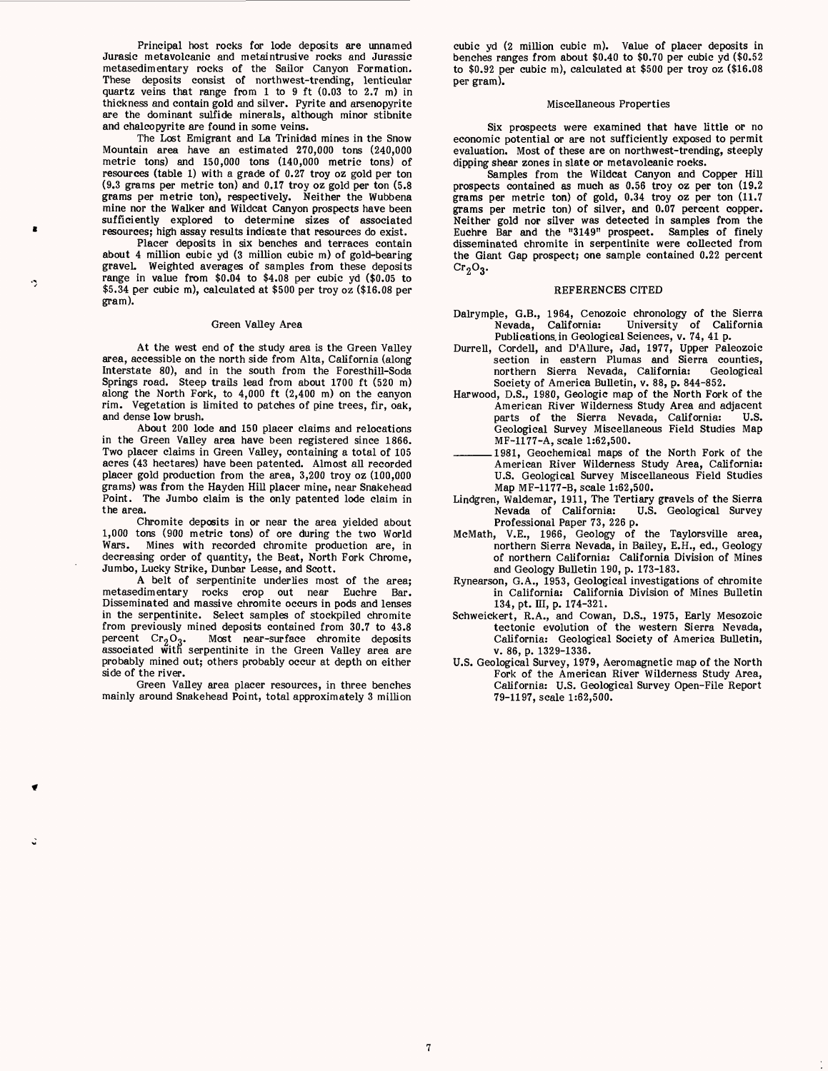Principal host rocks for lode deposits are unnamed Jurassic metavolcanic and metaintrusive rocks and Jurassic metasedimentary rocks of the Sailor Canyon Formation. These deposits consist of northwest-trending, lenticular quartz veins that range from 1 to 9 ft (0.03 to 2.7 m) in thickness and contain gold and silver. Pyrite and arsenopyrite are the dominant sulfide minerals, although minor stibnite and chalcopyrite are found in some veins.

The Lost Emigrant and La Trinidad mines in the Snow Mountain area have an estimated 270,000 tons (240,000 metric tons) and 150,000 tons (140,000 metric tons) of resources (table 1) with a grade of 0.27 troy oz gold per ton (9.3 grams per metric ton) and 0.17 troy oz gold per ton (5.8 grams per metric ton), respectively. Neither the Wubbena mine nor the Walker and Wildcat Canyon prospects have been sufficiently explored to determine sizes of associated resources; high assay results indicate that resources do exist.

Placer deposits in six benches and terraces contain about 4 million cubic yd (3 million cubic m) of gold-bearing gravel. Weighted averages of samples from these deposits range in value from $0.04 to $4.08 per cubic yd ($0.05 to $5.34 per cubic m), calculated at $500 per troy oz ($16.08 per gram).

### Green Valley Area

At the west end of the study area is the Green Valley area, accessible on the north side from Alta, California (along Interstate 80), and in the south from the Foresthill-Soda Springs road. Steep trails lead from about 1700 ft (520 m) along the North Fork, to 4,000 ft (2,400 m) on the canyon rim. Vegetation is limited to patches of pine trees, fir, oak, and dense low brush.

About 200 lode and 150 placer claims and relocations in the Green Valley area have been registered since 1866. Two placer claims in Green Valley, containing a total of 105 acres (43 hectares) have been patented. Almost all recorded placer gold production from the area, 3,200 troy oz (100,000 grams) was from the Hayden Hill placer mine, near Snakehead Point. The Jumbo claim is the only patented lode claim in the area.

Chromite deposits in or near the area yielded about 1,000 tons (900 metric tons) of ore during the two World Wars. Mines with recorded chromite production are, in decreasing order of quantity, the Beat, North Fork Chrome, Jumbo, Lucky Strike, Dunbar Lease, and Scott.

A belt of serpentinite underlies most of the area; metasedimentary rocks crop out near Euchre Bar. Disseminated and massive chromite occurs in pods and lenses in the serpentinite. Select samples of stockpiled chromite from previously mined deposits contained from 30.7 to 43.8 percent $Cr_2O_3$. Most near-surface chromite deposits associated with serpentinite in the Green Valley area are probably mined out; others probably occur at depth on either side of the river.

Green Valley area placer resources, in three benches mainly around Snakehead Point, total approximately 3 million cubic yd (2 million cubic m). Value of placer deposits in benches ranges from about $0.40 to $0.70 per cubic yd ($0.52 to $0.92 per cubic m), calculated at $500 per troy oz ($16.08 per gram).

### Miscellaneous Properties

Six prospects were examined that have little or no economic potential or are not sufficiently exposed to permit evaluation. Most of these are on northwest-trending, steeply dipping shear zones in slate or metavolcanic rocks.

Samples from the Wildcat Canyon and Copper Hill prospects contained as much as 0.56 troy oz per ton (19.2 grams per metric ton) of gold, 0.34 troy oz per ton (11.7 grams per metric ton) of silver, and 0.07 percent copper. Neither gold nor silver was detected in samples from the Euchre Bar and the "3149" prospect. Samples of finely disseminated chromite in serpentinite were collected from the Giant Gap prospect; one sample contained 0.22 percent $Cr_2O_3$.

## REFERENCES CITED

Dalrymple, G.B., 1964, Cenozoic chronology of the Sierra Nevada, California: University of California Publications in Geological Sciences, v. 74, 41 p.

Durrell, Cordell, and D'Allure, Jad, 1977, Upper Paleozoic section in eastern Plumas and Sierra counties, northern Sierra Nevada, California: Geological Society of America Bulletin, v. 88, p. 844-852.

Harwood, D.S., 1980, Geologic map of the North Fork of the American River Wilderness Study Area and adjacent parts of the Sierra Nevada, California: U.S. Geological Survey Miscellaneous Field Studies Map MF-1177-A, scale 1:62,500.

———1981, Geochemical maps of the North Fork of the American River Wilderness Study Area, California: U.S. Geological Survey Miscellaneous Field Studies Map MF-1177-B, scale 1:62,500.

Lindgren, Waldemar, 1911, The Tertiary gravels of the Sierra Nevada of California: U.S. Geological Survey Professional Paper 73, 226 p.

McMath, V.E., 1966, Geology of the Taylorsville area, northern Sierra Nevada, in Bailey, E.H., ed., Geology of northern California: California Division of Mines and Geology Bulletin 190, p. 173-183.

Rynearson, G.A., 1953, Geological investigations of chromite in California: California Division of Mines Bulletin 134, pt. III, p. 174-321.

Schweickert, R.A., and Cowan, D.S., 1975, Early Mesozoic tectonic evolution of the western Sierra Nevada, California: Geological Society of America Bulletin, v. 86, p. 1329-1336.

U.S. Geological Survey, 1979, Aeromagnetic map of the North Fork of the American River Wilderness Study Area, California: U.S. Geological Survey Open-File Report 79-1197, scale 1:62,500.